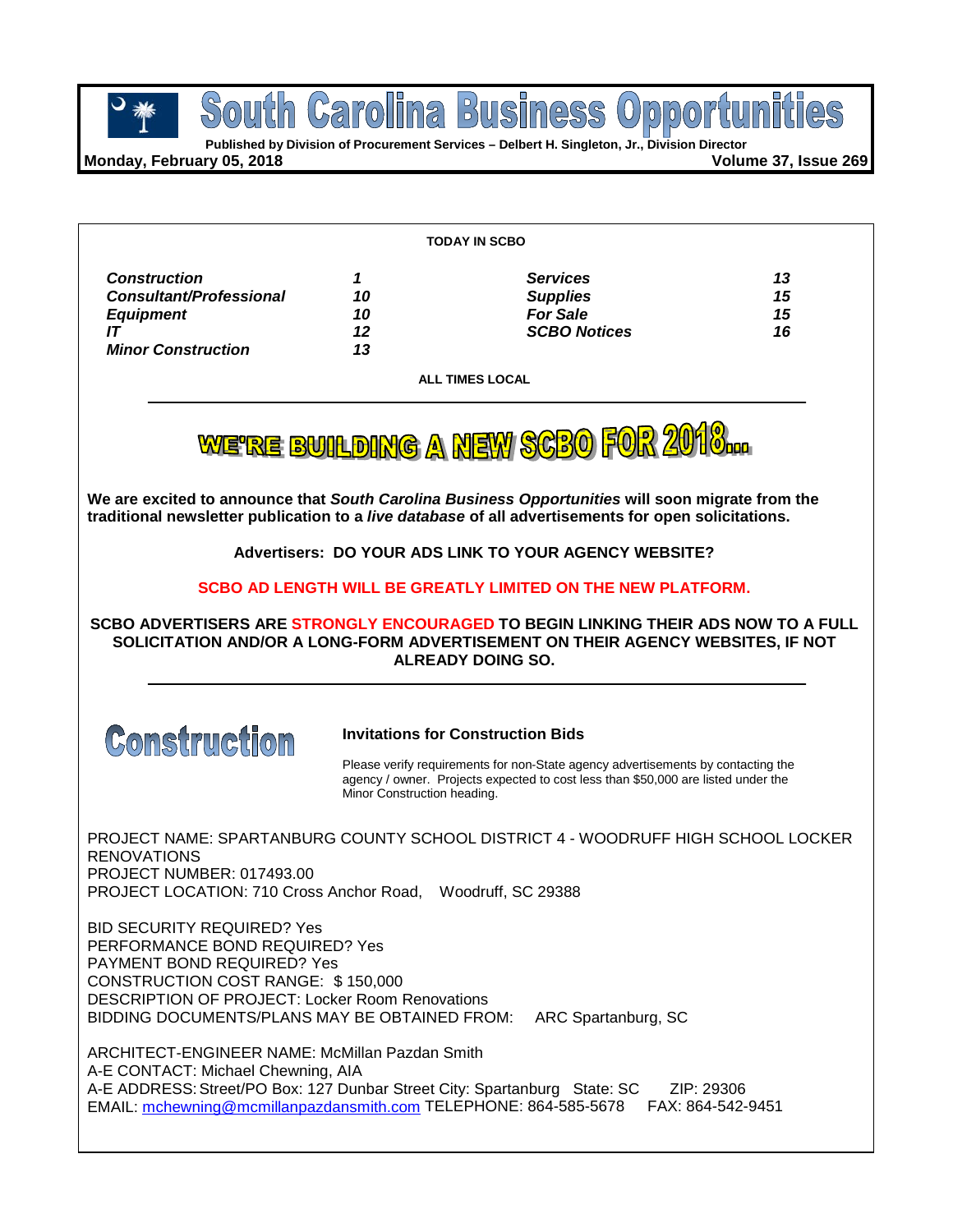# South Carolina Business Opportunities

**Published by Division of Procurement Services – Delbert H. Singleton, Jr., Division Director**

**Monday, February 05, 2018** **Volume 37, Issue 269**

**TODAY IN SCBO**

| | | | |
|---|---|---|---|
| ***Construction*** | ***1*** | ***Services*** | ***13*** |
| ***Consultant/Professional*** | ***10*** | ***Supplies*** | ***15*** |
| ***Equipment*** | ***10*** | ***For Sale*** | ***15*** |
| ***IT*** | ***12*** | ***SCBO Notices*** | ***16*** |
| ***Minor Construction*** | ***13*** | | |

**ALL TIMES LOCAL**

---

## WE'RE BUILDING A NEW SCBO FOR 2018...

**We are excited to announce that *South Carolina Business Opportunities* will soon migrate from the traditional newsletter publication to a *live database* of all advertisements for open solicitations.**

**Advertisers: DO YOUR ADS LINK TO YOUR AGENCY WEBSITE?**

**SCBO AD LENGTH WILL BE GREATLY LIMITED ON THE NEW PLATFORM.**

**SCBO ADVERTISERS ARE STRONGLY ENCOURAGED TO BEGIN LINKING THEIR ADS NOW TO A FULL SOLICITATION AND/OR A LONG-FORM ADVERTISEMENT ON THEIR AGENCY WEBSITES, IF NOT ALREADY DOING SO.**

---

# Construction

### Invitations for Construction Bids

Please verify requirements for non-State agency advertisements by contacting the agency / owner. Projects expected to cost less than $50,000 are listed under the Minor Construction heading.

PROJECT NAME: SPARTANBURG COUNTY SCHOOL DISTRICT 4 - WOODRUFF HIGH SCHOOL LOCKER RENOVATIONS
PROJECT NUMBER: 017493.00
PROJECT LOCATION: 710 Cross Anchor Road, Woodruff, SC 29388

BID SECURITY REQUIRED? Yes
PERFORMANCE BOND REQUIRED? Yes
PAYMENT BOND REQUIRED? Yes
CONSTRUCTION COST RANGE: $ 150,000
DESCRIPTION OF PROJECT: Locker Room Renovations
BIDDING DOCUMENTS/PLANS MAY BE OBTAINED FROM: ARC Spartanburg, SC

ARCHITECT-ENGINEER NAME: McMillan Pazdan Smith
A-E CONTACT: Michael Chewning, AIA
A-E ADDRESS: Street/PO Box: 127 Dunbar Street City: Spartanburg State: SC ZIP: 29306
EMAIL: mchewning@mcmillanpazdansmith.com TELEPHONE: 864-585-5678 FAX: 864-542-9451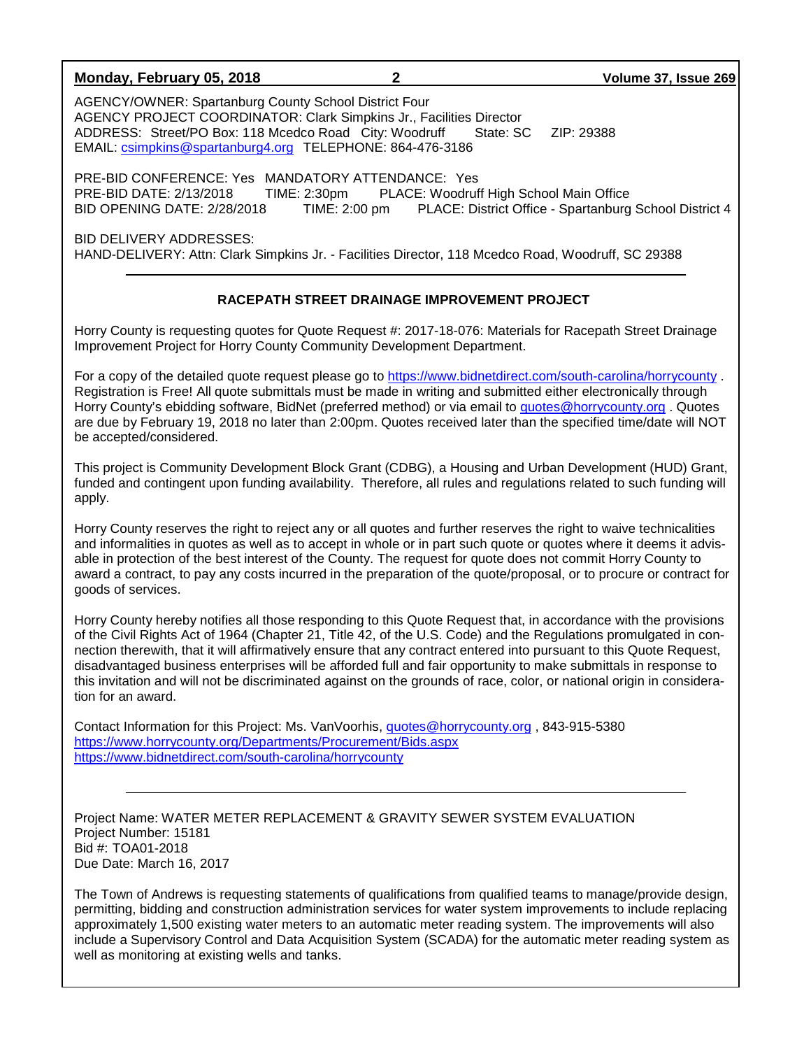AGENCY/OWNER: Spartanburg County School District Four
AGENCY PROJECT COORDINATOR: Clark Simpkins Jr., Facilities Director
ADDRESS: Street/PO Box: 118 Mcedco Road City: Woodruff State: SC ZIP: 29388
EMAIL: csimpkins@spartanburg4.org TELEPHONE: 864-476-3186

PRE-BID CONFERENCE: Yes MANDATORY ATTENDANCE: Yes
PRE-BID DATE: 2/13/2018 TIME: 2:30pm PLACE: Woodruff High School Main Office
BID OPENING DATE: 2/28/2018 TIME: 2:00 pm PLACE: District Office - Spartanburg School District 4

BID DELIVERY ADDRESSES:
HAND-DELIVERY: Attn: Clark Simpkins Jr. - Facilities Director, 118 Mcedco Road, Woodruff, SC 29388

---

**RACEPATH STREET DRAINAGE IMPROVEMENT PROJECT**

Horry County is requesting quotes for Quote Request #: 2017-18-076: Materials for Racepath Street Drainage Improvement Project for Horry County Community Development Department.

For a copy of the detailed quote request please go to https://www.bidnetdirect.com/south-carolina/horrycounty . Registration is Free! All quote submittals must be made in writing and submitted either electronically through Horry County's ebidding software, BidNet (preferred method) or via email to quotes@horrycounty.org . Quotes are due by February 19, 2018 no later than 2:00pm. Quotes received later than the specified time/date will NOT be accepted/considered.

This project is Community Development Block Grant (CDBG), a Housing and Urban Development (HUD) Grant, funded and contingent upon funding availability. Therefore, all rules and regulations related to such funding will apply.

Horry County reserves the right to reject any or all quotes and further reserves the right to waive technicalities and informalities in quotes as well as to accept in whole or in part such quote or quotes where it deems it advisable in protection of the best interest of the County. The request for quote does not commit Horry County to award a contract, to pay any costs incurred in the preparation of the quote/proposal, or to procure or contract for goods of services.

Horry County hereby notifies all those responding to this Quote Request that, in accordance with the provisions of the Civil Rights Act of 1964 (Chapter 21, Title 42, of the U.S. Code) and the Regulations promulgated in connection therewith, that it will affirmatively ensure that any contract entered into pursuant to this Quote Request, disadvantaged business enterprises will be afforded full and fair opportunity to make submittals in response to this invitation and will not be discriminated against on the grounds of race, color, or national origin in consideration for an award.

Contact Information for this Project: Ms. VanVoorhis, quotes@horrycounty.org , 843-915-5380
https://www.horrycounty.org/Departments/Procurement/Bids.aspx
https://www.bidnetdirect.com/south-carolina/horrycounty

---

Project Name: WATER METER REPLACEMENT & GRAVITY SEWER SYSTEM EVALUATION
Project Number: 15181
Bid #: TOA01-2018
Due Date: March 16, 2017

The Town of Andrews is requesting statements of qualifications from qualified teams to manage/provide design, permitting, bidding and construction administration services for water system improvements to include replacing approximately 1,500 existing water meters to an automatic meter reading system. The improvements will also include a Supervisory Control and Data Acquisition System (SCADA) for the automatic meter reading system as well as monitoring at existing wells and tanks.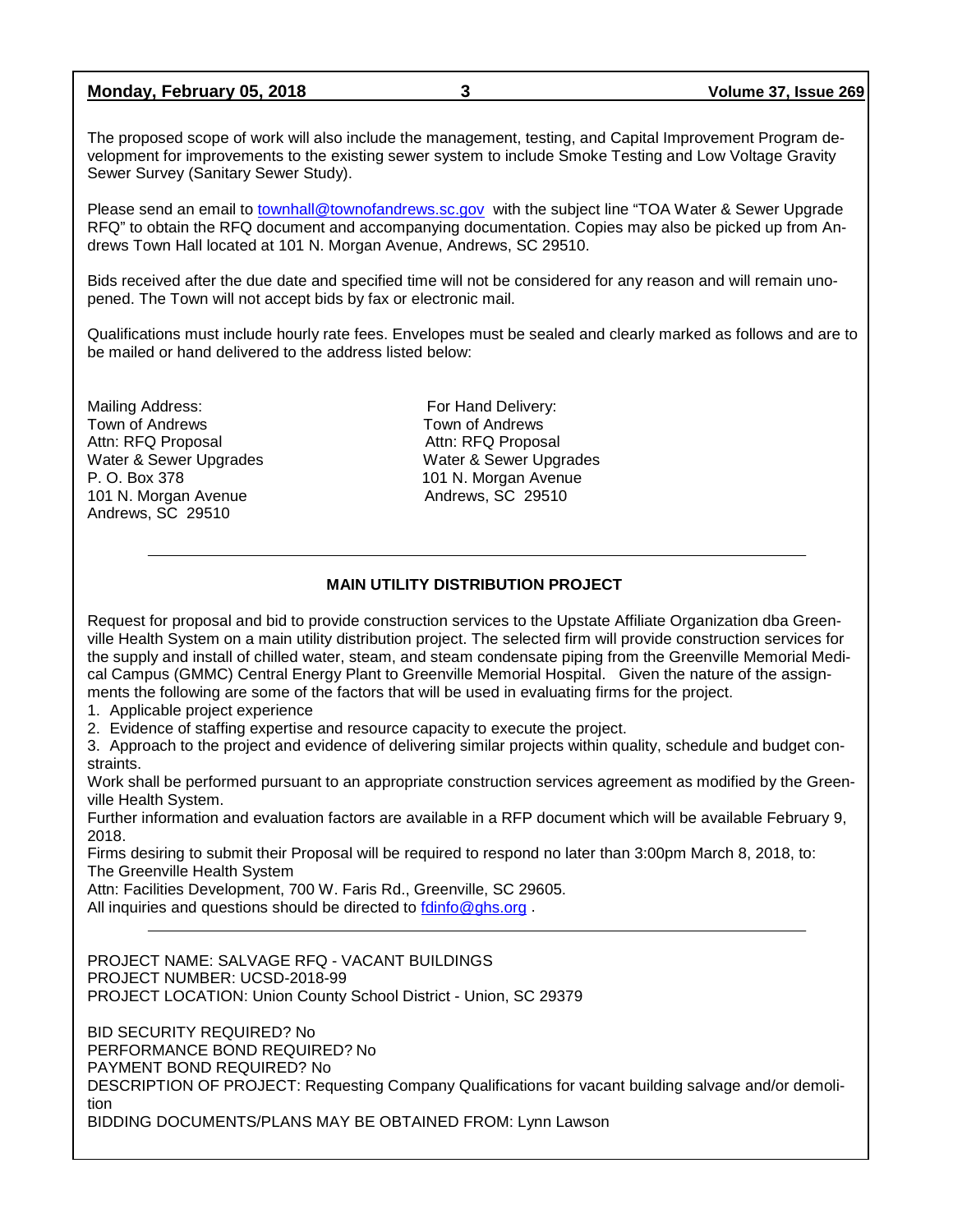The proposed scope of work will also include the management, testing, and Capital Improvement Program development for improvements to the existing sewer system to include Smoke Testing and Low Voltage Gravity Sewer Survey (Sanitary Sewer Study).

Please send an email to townhall@townofandrews.sc.gov with the subject line "TOA Water & Sewer Upgrade RFQ" to obtain the RFQ document and accompanying documentation. Copies may also be picked up from Andrews Town Hall located at 101 N. Morgan Avenue, Andrews, SC 29510.

Bids received after the due date and specified time will not be considered for any reason and will remain unopened. The Town will not accept bids by fax or electronic mail.

Qualifications must include hourly rate fees. Envelopes must be sealed and clearly marked as follows and are to be mailed or hand delivered to the address listed below:

Mailing Address:
Town of Andrews
Attn: RFQ Proposal
Water & Sewer Upgrades
P. O. Box 378
101 N. Morgan Avenue
Andrews, SC 29510

For Hand Delivery:
Town of Andrews
Attn: RFQ Proposal
Water & Sewer Upgrades
101 N. Morgan Avenue
Andrews, SC 29510

---

## MAIN UTILITY DISTRIBUTION PROJECT

Request for proposal and bid to provide construction services to the Upstate Affiliate Organization dba Greenville Health System on a main utility distribution project. The selected firm will provide construction services for the supply and install of chilled water, steam, and steam condensate piping from the Greenville Memorial Medical Campus (GMMC) Central Energy Plant to Greenville Memorial Hospital. Given the nature of the assignments the following are some of the factors that will be used in evaluating firms for the project.

1. Applicable project experience
2. Evidence of staffing expertise and resource capacity to execute the project.
3. Approach to the project and evidence of delivering similar projects within quality, schedule and budget constraints.

Work shall be performed pursuant to an appropriate construction services agreement as modified by the Greenville Health System.

Further information and evaluation factors are available in a RFP document which will be available February 9, 2018.

Firms desiring to submit their Proposal will be required to respond no later than 3:00pm March 8, 2018, to:
The Greenville Health System
Attn: Facilities Development, 700 W. Faris Rd., Greenville, SC 29605.
All inquiries and questions should be directed to fdinfo@ghs.org .

---

PROJECT NAME: SALVAGE RFQ - VACANT BUILDINGS
PROJECT NUMBER: UCSD-2018-99
PROJECT LOCATION: Union County School District - Union, SC 29379

BID SECURITY REQUIRED? No
PERFORMANCE BOND REQUIRED? No
PAYMENT BOND REQUIRED? No
DESCRIPTION OF PROJECT: Requesting Company Qualifications for vacant building salvage and/or demolition
BIDDING DOCUMENTS/PLANS MAY BE OBTAINED FROM: Lynn Lawson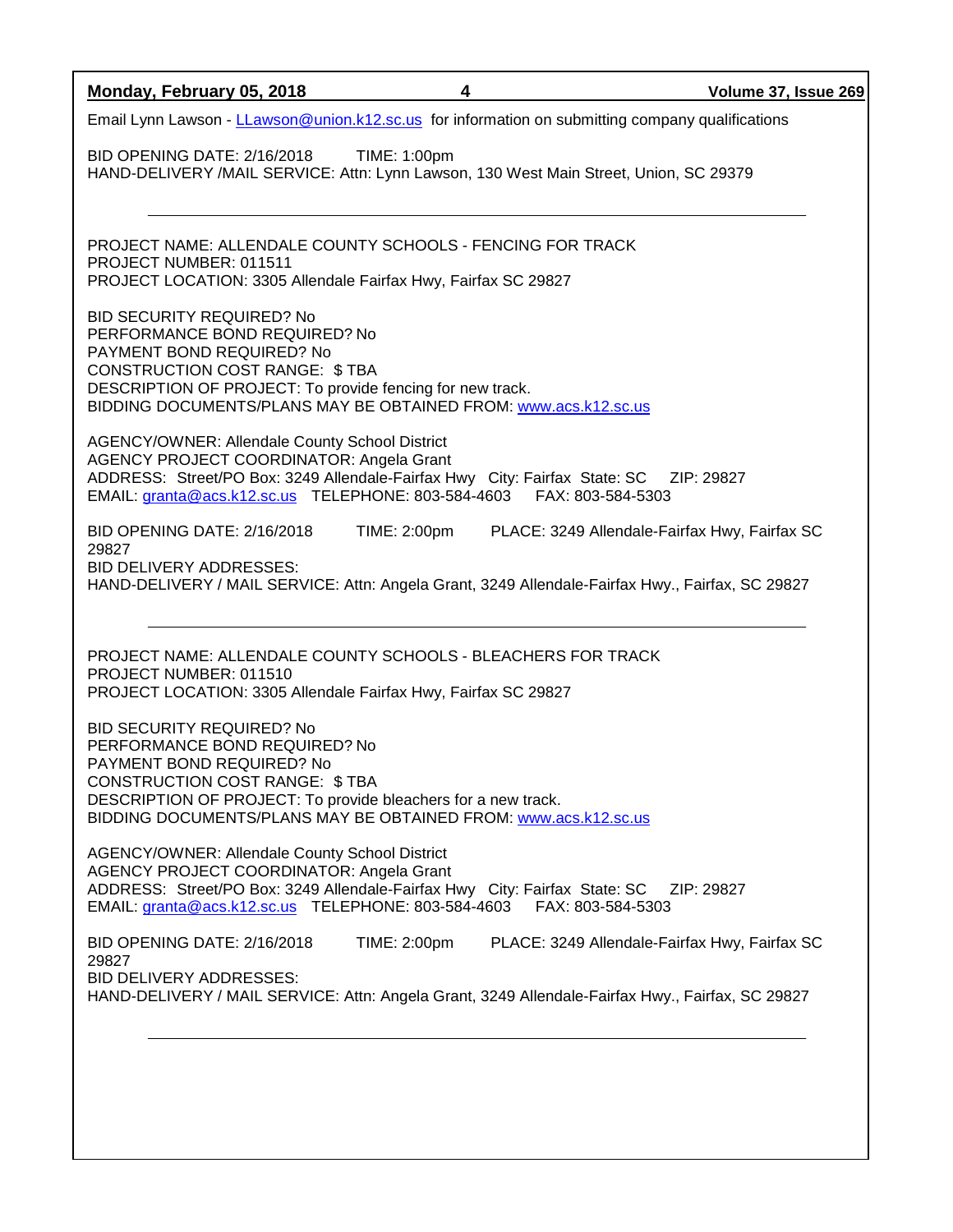Email Lynn Lawson - LLawson@union.k12.sc.us for information on submitting company qualifications

BID OPENING DATE: 2/16/2018 TIME: 1:00pm
HAND-DELIVERY /MAIL SERVICE: Attn: Lynn Lawson, 130 West Main Street, Union, SC 29379

---

PROJECT NAME: ALLENDALE COUNTY SCHOOLS - FENCING FOR TRACK
PROJECT NUMBER: 011511
PROJECT LOCATION: 3305 Allendale Fairfax Hwy, Fairfax SC 29827

BID SECURITY REQUIRED? No
PERFORMANCE BOND REQUIRED? No
PAYMENT BOND REQUIRED? No
CONSTRUCTION COST RANGE: $ TBA
DESCRIPTION OF PROJECT: To provide fencing for new track.
BIDDING DOCUMENTS/PLANS MAY BE OBTAINED FROM: www.acs.k12.sc.us

AGENCY/OWNER: Allendale County School District
AGENCY PROJECT COORDINATOR: Angela Grant
ADDRESS: Street/PO Box: 3249 Allendale-Fairfax Hwy City: Fairfax State: SC ZIP: 29827
EMAIL: granta@acs.k12.sc.us TELEPHONE: 803-584-4603 FAX: 803-584-5303

BID OPENING DATE: 2/16/2018 TIME: 2:00pm PLACE: 3249 Allendale-Fairfax Hwy, Fairfax SC 29827
BID DELIVERY ADDRESSES:
HAND-DELIVERY / MAIL SERVICE: Attn: Angela Grant, 3249 Allendale-Fairfax Hwy., Fairfax, SC 29827

---

PROJECT NAME: ALLENDALE COUNTY SCHOOLS - BLEACHERS FOR TRACK
PROJECT NUMBER: 011510
PROJECT LOCATION: 3305 Allendale Fairfax Hwy, Fairfax SC 29827

BID SECURITY REQUIRED? No
PERFORMANCE BOND REQUIRED? No
PAYMENT BOND REQUIRED? No
CONSTRUCTION COST RANGE: $ TBA
DESCRIPTION OF PROJECT: To provide bleachers for a new track.
BIDDING DOCUMENTS/PLANS MAY BE OBTAINED FROM: www.acs.k12.sc.us

AGENCY/OWNER: Allendale County School District
AGENCY PROJECT COORDINATOR: Angela Grant
ADDRESS: Street/PO Box: 3249 Allendale-Fairfax Hwy City: Fairfax State: SC ZIP: 29827
EMAIL: granta@acs.k12.sc.us TELEPHONE: 803-584-4603 FAX: 803-584-5303

BID OPENING DATE: 2/16/2018 TIME: 2:00pm PLACE: 3249 Allendale-Fairfax Hwy, Fairfax SC 29827
BID DELIVERY ADDRESSES:
HAND-DELIVERY / MAIL SERVICE: Attn: Angela Grant, 3249 Allendale-Fairfax Hwy., Fairfax, SC 29827

---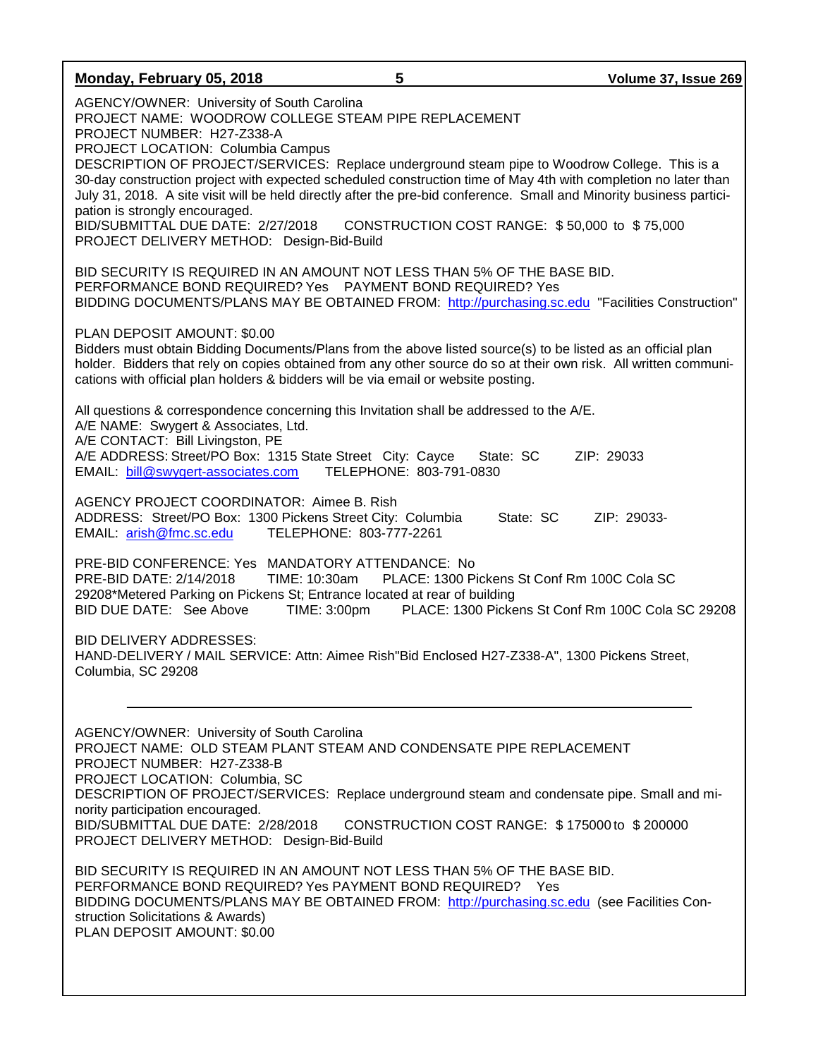AGENCY/OWNER: University of South Carolina
PROJECT NAME: WOODROW COLLEGE STEAM PIPE REPLACEMENT
PROJECT NUMBER: H27-Z338-A
PROJECT LOCATION: Columbia Campus
DESCRIPTION OF PROJECT/SERVICES: Replace underground steam pipe to Woodrow College. This is a 30-day construction project with expected scheduled construction time of May 4th with completion no later than July 31, 2018. A site visit will be held directly after the pre-bid conference. Small and Minority business participation is strongly encouraged.
BID/SUBMITTAL DUE DATE: 2/27/2018 CONSTRUCTION COST RANGE: $ 50,000 to $ 75,000
PROJECT DELIVERY METHOD: Design-Bid-Build

BID SECURITY IS REQUIRED IN AN AMOUNT NOT LESS THAN 5% OF THE BASE BID.
PERFORMANCE BOND REQUIRED? Yes PAYMENT BOND REQUIRED? Yes
BIDDING DOCUMENTS/PLANS MAY BE OBTAINED FROM: http://purchasing.sc.edu "Facilities Construction"

PLAN DEPOSIT AMOUNT: $0.00
Bidders must obtain Bidding Documents/Plans from the above listed source(s) to be listed as an official plan holder. Bidders that rely on copies obtained from any other source do so at their own risk. All written communications with official plan holders & bidders will be via email or website posting.

All questions & correspondence concerning this Invitation shall be addressed to the A/E.
A/E NAME: Swygert & Associates, Ltd.
A/E CONTACT: Bill Livingston, PE
A/E ADDRESS: Street/PO Box: 1315 State Street City: Cayce State: SC ZIP: 29033
EMAIL: bill@swygert-associates.com TELEPHONE: 803-791-0830

AGENCY PROJECT COORDINATOR: Aimee B. Rish
ADDRESS: Street/PO Box: 1300 Pickens Street City: Columbia State: SC ZIP: 29033-
EMAIL: arish@fmc.sc.edu TELEPHONE: 803-777-2261

PRE-BID CONFERENCE: Yes MANDATORY ATTENDANCE: No
PRE-BID DATE: 2/14/2018 TIME: 10:30am PLACE: 1300 Pickens St Conf Rm 100C Cola SC 29208*Metered Parking on Pickens St; Entrance located at rear of building
BID DUE DATE: See Above TIME: 3:00pm PLACE: 1300 Pickens St Conf Rm 100C Cola SC 29208

BID DELIVERY ADDRESSES:
HAND-DELIVERY / MAIL SERVICE: Attn: Aimee Rish"Bid Enclosed H27-Z338-A", 1300 Pickens Street, Columbia, SC 29208

---

AGENCY/OWNER: University of South Carolina
PROJECT NAME: OLD STEAM PLANT STEAM AND CONDENSATE PIPE REPLACEMENT
PROJECT NUMBER: H27-Z338-B
PROJECT LOCATION: Columbia, SC
DESCRIPTION OF PROJECT/SERVICES: Replace underground steam and condensate pipe. Small and minority participation encouraged.
BID/SUBMITTAL DUE DATE: 2/28/2018 CONSTRUCTION COST RANGE: $ 175000 to $ 200000
PROJECT DELIVERY METHOD: Design-Bid-Build

BID SECURITY IS REQUIRED IN AN AMOUNT NOT LESS THAN 5% OF THE BASE BID.
PERFORMANCE BOND REQUIRED? Yes PAYMENT BOND REQUIRED? Yes
BIDDING DOCUMENTS/PLANS MAY BE OBTAINED FROM: http://purchasing.sc.edu (see Facilities Construction Solicitations & Awards)
PLAN DEPOSIT AMOUNT: $0.00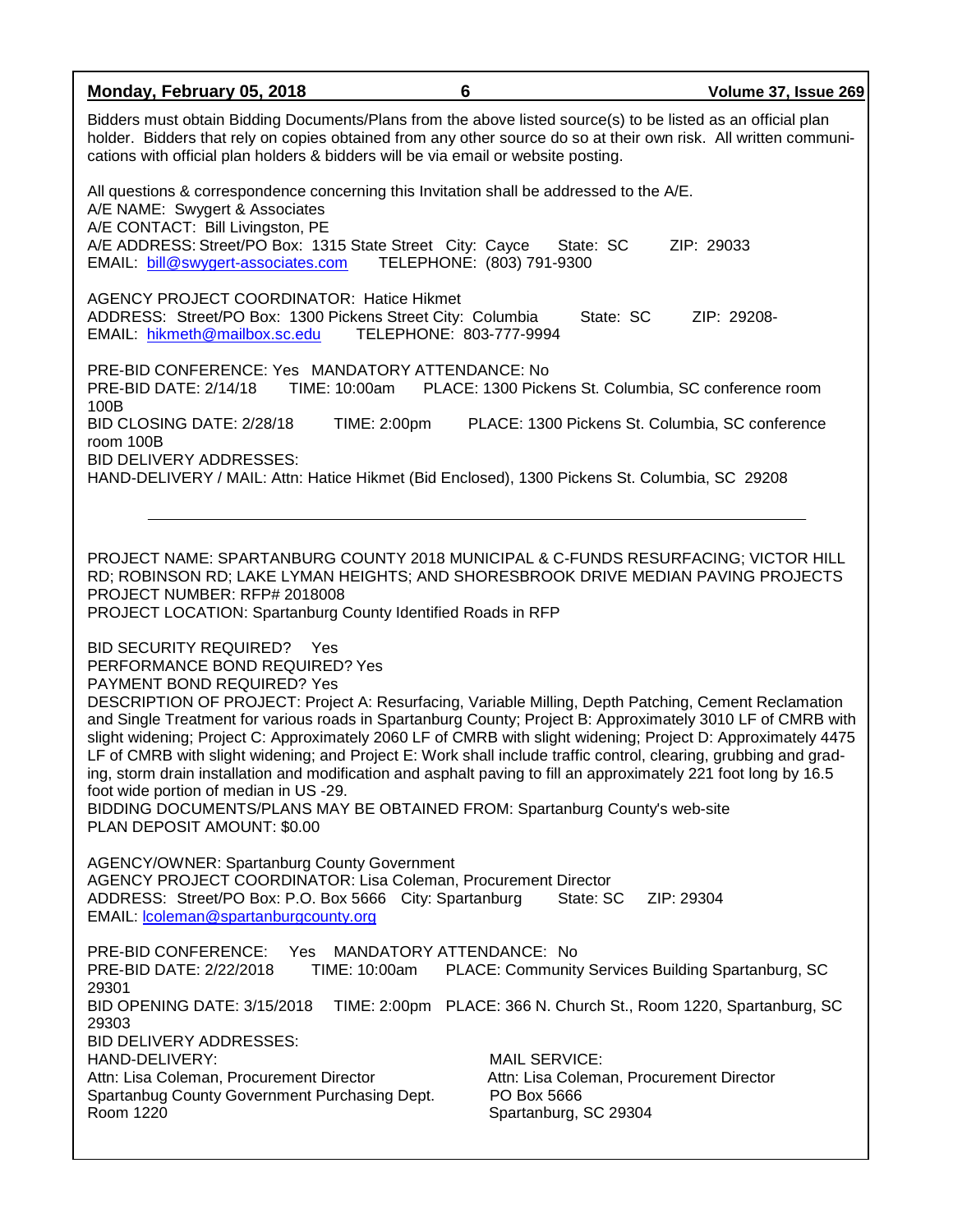Bidders must obtain Bidding Documents/Plans from the above listed source(s) to be listed as an official plan holder. Bidders that rely on copies obtained from any other source do so at their own risk. All written communications with official plan holders & bidders will be via email or website posting.

All questions & correspondence concerning this Invitation shall be addressed to the A/E.
A/E NAME: Swygert & Associates
A/E CONTACT: Bill Livingston, PE
A/E ADDRESS: Street/PO Box: 1315 State Street City: Cayce State: SC ZIP: 29033
EMAIL: bill@swygert-associates.com TELEPHONE: (803) 791-9300

AGENCY PROJECT COORDINATOR: Hatice Hikmet
ADDRESS: Street/PO Box: 1300 Pickens Street City: Columbia State: SC ZIP: 29208-
EMAIL: hikmeth@mailbox.sc.edu TELEPHONE: 803-777-9994

PRE-BID CONFERENCE: Yes MANDATORY ATTENDANCE: No
PRE-BID DATE: 2/14/18 TIME: 10:00am PLACE: 1300 Pickens St. Columbia, SC conference room 100B
BID CLOSING DATE: 2/28/18 TIME: 2:00pm PLACE: 1300 Pickens St. Columbia, SC conference room 100B
BID DELIVERY ADDRESSES:
HAND-DELIVERY / MAIL: Attn: Hatice Hikmet (Bid Enclosed), 1300 Pickens St. Columbia, SC 29208

---

PROJECT NAME: SPARTANBURG COUNTY 2018 MUNICIPAL & C-FUNDS RESURFACING; VICTOR HILL RD; ROBINSON RD; LAKE LYMAN HEIGHTS; AND SHORESBROOK DRIVE MEDIAN PAVING PROJECTS
PROJECT NUMBER: RFP# 2018008
PROJECT LOCATION: Spartanburg County Identified Roads in RFP

BID SECURITY REQUIRED? Yes
PERFORMANCE BOND REQUIRED? Yes
PAYMENT BOND REQUIRED? Yes
DESCRIPTION OF PROJECT: Project A: Resurfacing, Variable Milling, Depth Patching, Cement Reclamation and Single Treatment for various roads in Spartanburg County; Project B: Approximately 3010 LF of CMRB with slight widening; Project C: Approximately 2060 LF of CMRB with slight widening; Project D: Approximately 4475 LF of CMRB with slight widening; and Project E: Work shall include traffic control, clearing, grubbing and grading, storm drain installation and modification and asphalt paving to fill an approximately 221 foot long by 16.5 foot wide portion of median in US -29.
BIDDING DOCUMENTS/PLANS MAY BE OBTAINED FROM: Spartanburg County's web-site
PLAN DEPOSIT AMOUNT: $0.00

AGENCY/OWNER: Spartanburg County Government
AGENCY PROJECT COORDINATOR: Lisa Coleman, Procurement Director
ADDRESS: Street/PO Box: P.O. Box 5666 City: Spartanburg State: SC ZIP: 29304
EMAIL: lcoleman@spartanburgcounty.org

PRE-BID CONFERENCE: Yes MANDATORY ATTENDANCE: No
PRE-BID DATE: 2/22/2018 TIME: 10:00am PLACE: Community Services Building Spartanburg, SC 29301
BID OPENING DATE: 3/15/2018 TIME: 2:00pm PLACE: 366 N. Church St., Room 1220, Spartanburg, SC 29303
BID DELIVERY ADDRESSES:

HAND-DELIVERY:
Attn: Lisa Coleman, Procurement Director
Spartanbug County Government Purchasing Dept.
Room 1220

MAIL SERVICE:
Attn: Lisa Coleman, Procurement Director
PO Box 5666
Spartanburg, SC 29304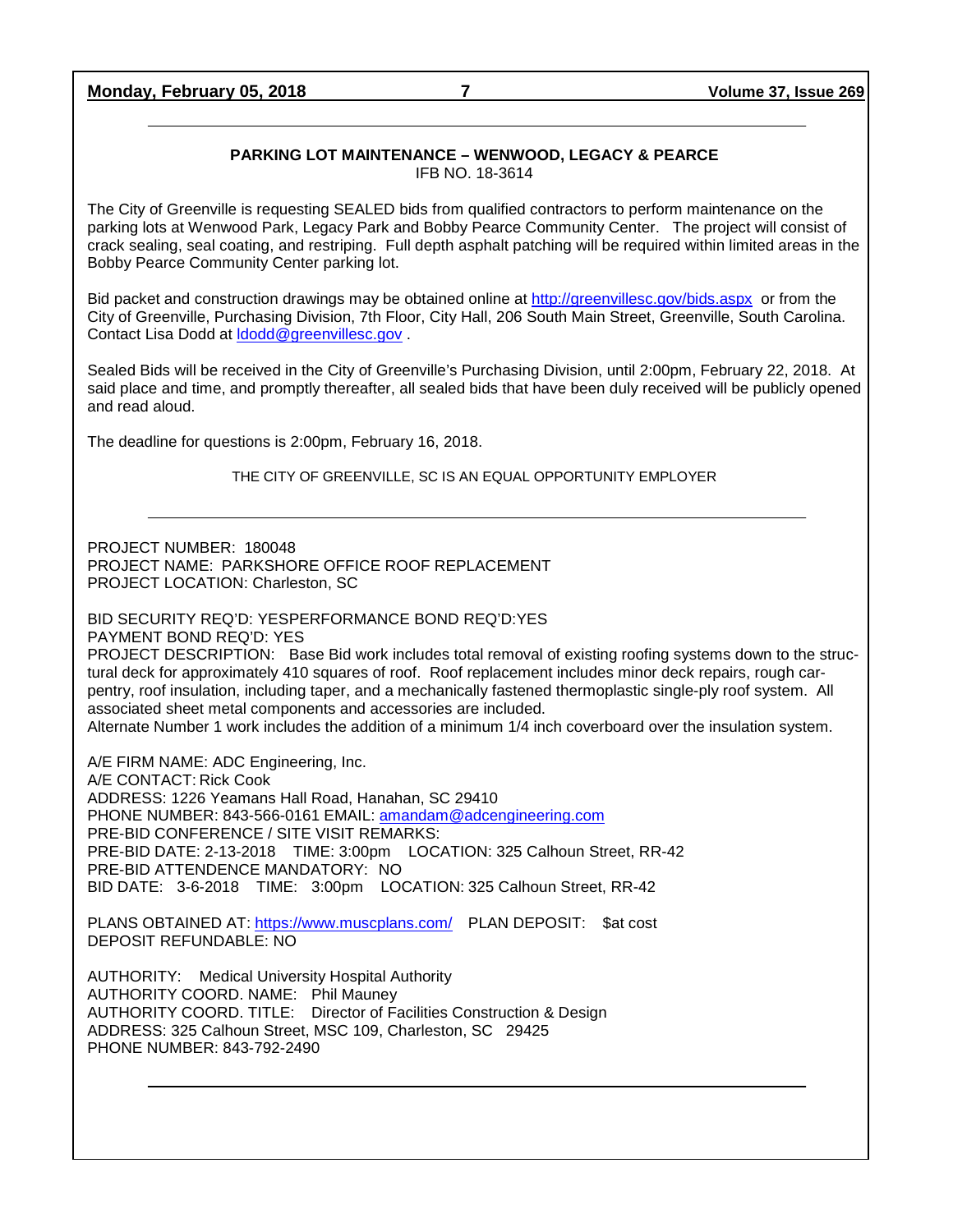**PARKING LOT MAINTENANCE – WENWOOD, LEGACY & PEARCE**
IFB NO. 18-3614

The City of Greenville is requesting SEALED bids from qualified contractors to perform maintenance on the parking lots at Wenwood Park, Legacy Park and Bobby Pearce Community Center. The project will consist of crack sealing, seal coating, and restriping. Full depth asphalt patching will be required within limited areas in the Bobby Pearce Community Center parking lot.

Bid packet and construction drawings may be obtained online at http://greenvillesc.gov/bids.aspx or from the City of Greenville, Purchasing Division, 7th Floor, City Hall, 206 South Main Street, Greenville, South Carolina. Contact Lisa Dodd at ldodd@greenvillesc.gov .

Sealed Bids will be received in the City of Greenville's Purchasing Division, until 2:00pm, February 22, 2018. At said place and time, and promptly thereafter, all sealed bids that have been duly received will be publicly opened and read aloud.

The deadline for questions is 2:00pm, February 16, 2018.

THE CITY OF GREENVILLE, SC IS AN EQUAL OPPORTUNITY EMPLOYER

---

PROJECT NUMBER: 180048
PROJECT NAME: PARKSHORE OFFICE ROOF REPLACEMENT
PROJECT LOCATION: Charleston, SC

BID SECURITY REQ'D: YESPERFORMANCE BOND REQ'D:YES
PAYMENT BOND REQ'D: YES
PROJECT DESCRIPTION: Base Bid work includes total removal of existing roofing systems down to the structural deck for approximately 410 squares of roof. Roof replacement includes minor deck repairs, rough carpentry, roof insulation, including taper, and a mechanically fastened thermoplastic single-ply roof system. All associated sheet metal components and accessories are included.
Alternate Number 1 work includes the addition of a minimum 1/4 inch coverboard over the insulation system.

A/E FIRM NAME: ADC Engineering, Inc.
A/E CONTACT: Rick Cook
ADDRESS: 1226 Yeamans Hall Road, Hanahan, SC 29410
PHONE NUMBER: 843-566-0161 EMAIL: amandam@adcengineering.com
PRE-BID CONFERENCE / SITE VISIT REMARKS:
PRE-BID DATE: 2-13-2018 TIME: 3:00pm LOCATION: 325 Calhoun Street, RR-42
PRE-BID ATTENDENCE MANDATORY: NO
BID DATE: 3-6-2018 TIME: 3:00pm LOCATION: 325 Calhoun Street, RR-42

PLANS OBTAINED AT: https://www.muscplans.com/ PLAN DEPOSIT: $at cost
DEPOSIT REFUNDABLE: NO

AUTHORITY: Medical University Hospital Authority
AUTHORITY COORD. NAME: Phil Mauney
AUTHORITY COORD. TITLE: Director of Facilities Construction & Design
ADDRESS: 325 Calhoun Street, MSC 109, Charleston, SC 29425
PHONE NUMBER: 843-792-2490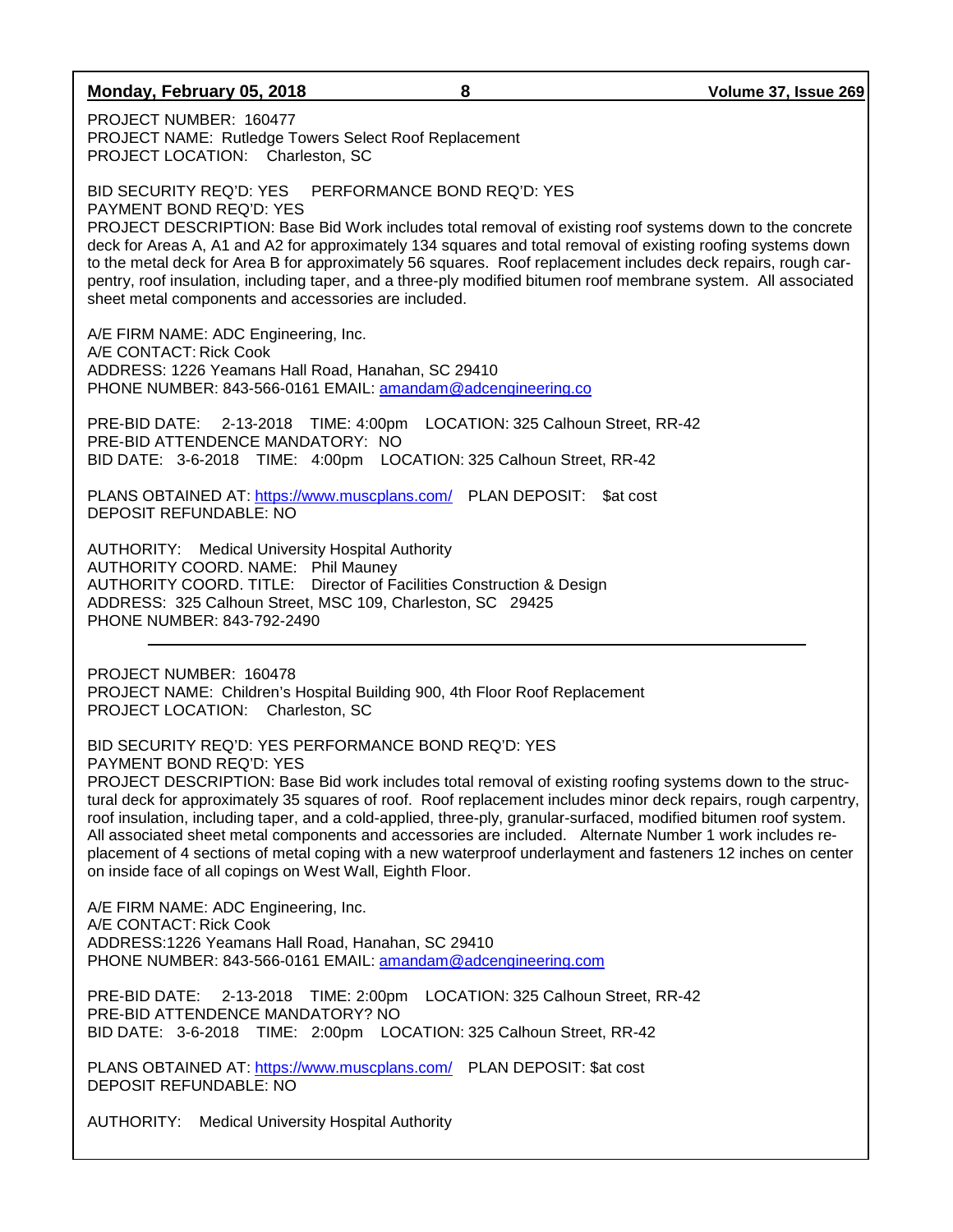PROJECT NUMBER: 160477
PROJECT NAME: Rutledge Towers Select Roof Replacement
PROJECT LOCATION: Charleston, SC

BID SECURITY REQ'D: YES PERFORMANCE BOND REQ'D: YES
PAYMENT BOND REQ'D: YES
PROJECT DESCRIPTION: Base Bid Work includes total removal of existing roof systems down to the concrete deck for Areas A, A1 and A2 for approximately 134 squares and total removal of existing roofing systems down to the metal deck for Area B for approximately 56 squares. Roof replacement includes deck repairs, rough carpentry, roof insulation, including taper, and a three-ply modified bitumen roof membrane system. All associated sheet metal components and accessories are included.

A/E FIRM NAME: ADC Engineering, Inc.
A/E CONTACT: Rick Cook
ADDRESS: 1226 Yeamans Hall Road, Hanahan, SC 29410
PHONE NUMBER: 843-566-0161 EMAIL: amandam@adcengineering.co

PRE-BID DATE: 2-13-2018 TIME: 4:00pm LOCATION: 325 Calhoun Street, RR-42
PRE-BID ATTENDENCE MANDATORY: NO
BID DATE: 3-6-2018 TIME: 4:00pm LOCATION: 325 Calhoun Street, RR-42

PLANS OBTAINED AT: https://www.muscplans.com/ PLAN DEPOSIT: $at cost
DEPOSIT REFUNDABLE: NO

AUTHORITY: Medical University Hospital Authority
AUTHORITY COORD. NAME: Phil Mauney
AUTHORITY COORD. TITLE: Director of Facilities Construction & Design
ADDRESS: 325 Calhoun Street, MSC 109, Charleston, SC 29425
PHONE NUMBER: 843-792-2490

---

PROJECT NUMBER: 160478
PROJECT NAME: Children's Hospital Building 900, 4th Floor Roof Replacement
PROJECT LOCATION: Charleston, SC

BID SECURITY REQ'D: YES PERFORMANCE BOND REQ'D: YES
PAYMENT BOND REQ'D: YES
PROJECT DESCRIPTION: Base Bid work includes total removal of existing roofing systems down to the structural deck for approximately 35 squares of roof. Roof replacement includes minor deck repairs, rough carpentry, roof insulation, including taper, and a cold-applied, three-ply, granular-surfaced, modified bitumen roof system. All associated sheet metal components and accessories are included. Alternate Number 1 work includes replacement of 4 sections of metal coping with a new waterproof underlayment and fasteners 12 inches on center on inside face of all copings on West Wall, Eighth Floor.

A/E FIRM NAME: ADC Engineering, Inc.
A/E CONTACT: Rick Cook
ADDRESS:1226 Yeamans Hall Road, Hanahan, SC 29410
PHONE NUMBER: 843-566-0161 EMAIL: amandam@adcengineering.com

PRE-BID DATE: 2-13-2018 TIME: 2:00pm LOCATION: 325 Calhoun Street, RR-42
PRE-BID ATTENDENCE MANDATORY? NO
BID DATE: 3-6-2018 TIME: 2:00pm LOCATION: 325 Calhoun Street, RR-42

PLANS OBTAINED AT: https://www.muscplans.com/ PLAN DEPOSIT: $at cost
DEPOSIT REFUNDABLE: NO

AUTHORITY: Medical University Hospital Authority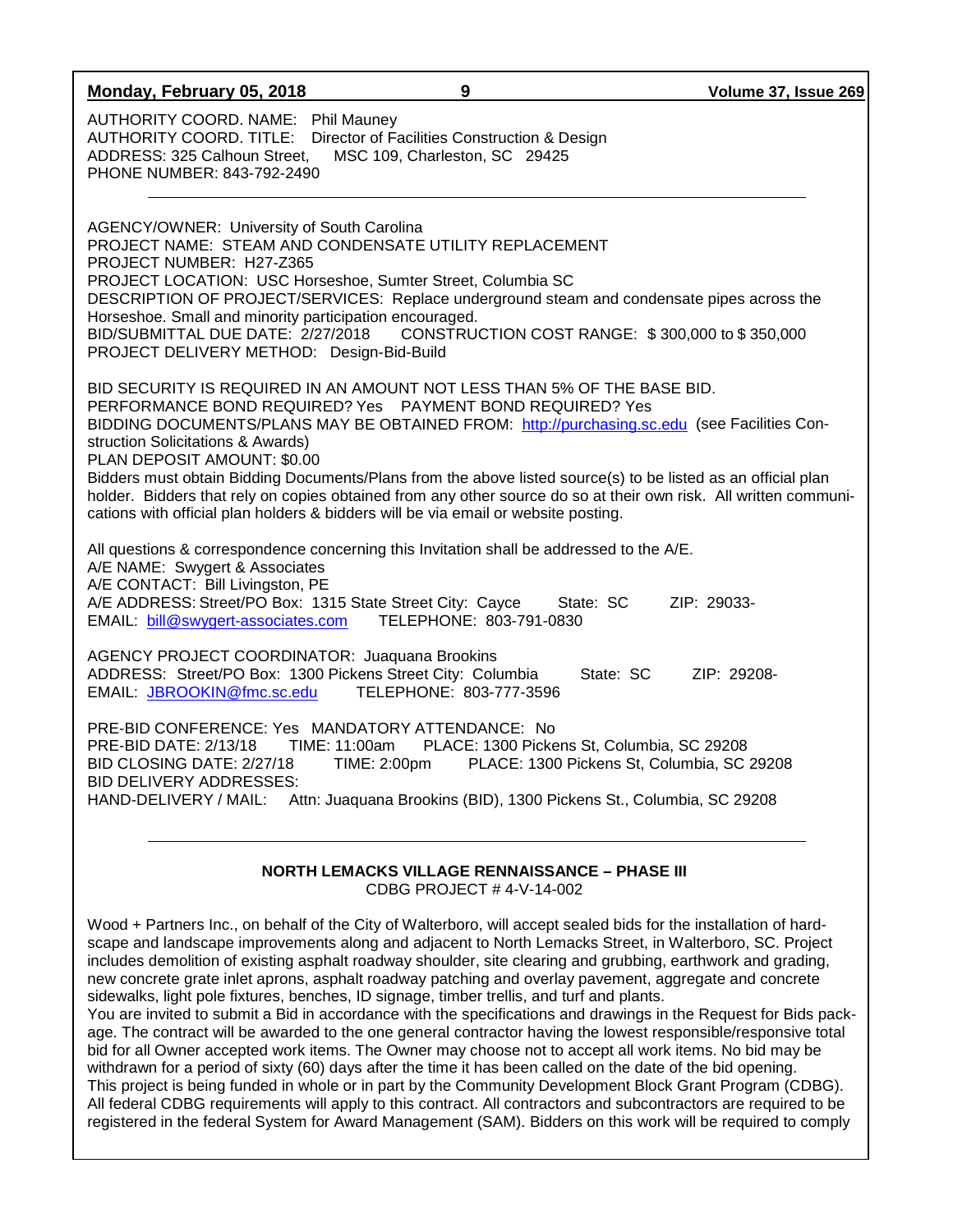AUTHORITY COORD. NAME: Phil Mauney
AUTHORITY COORD. TITLE: Director of Facilities Construction & Design
ADDRESS: 325 Calhoun Street, MSC 109, Charleston, SC 29425
PHONE NUMBER: 843-792-2490

---

AGENCY/OWNER: University of South Carolina
PROJECT NAME: STEAM AND CONDENSATE UTILITY REPLACEMENT
PROJECT NUMBER: H27-Z365
PROJECT LOCATION: USC Horseshoe, Sumter Street, Columbia SC
DESCRIPTION OF PROJECT/SERVICES: Replace underground steam and condensate pipes across the Horseshoe. Small and minority participation encouraged.
BID/SUBMITTAL DUE DATE: 2/27/2018 CONSTRUCTION COST RANGE: $ 300,000 to $ 350,000
PROJECT DELIVERY METHOD: Design-Bid-Build

BID SECURITY IS REQUIRED IN AN AMOUNT NOT LESS THAN 5% OF THE BASE BID.
PERFORMANCE BOND REQUIRED? Yes PAYMENT BOND REQUIRED? Yes
BIDDING DOCUMENTS/PLANS MAY BE OBTAINED FROM: http://purchasing.sc.edu (see Facilities Construction Solicitations & Awards)
PLAN DEPOSIT AMOUNT: $0.00
Bidders must obtain Bidding Documents/Plans from the above listed source(s) to be listed as an official plan holder. Bidders that rely on copies obtained from any other source do so at their own risk. All written communications with official plan holders & bidders will be via email or website posting.

All questions & correspondence concerning this Invitation shall be addressed to the A/E.
A/E NAME: Swygert & Associates
A/E CONTACT: Bill Livingston, PE
A/E ADDRESS: Street/PO Box: 1315 State Street City: Cayce State: SC ZIP: 29033-
EMAIL: bill@swygert-associates.com TELEPHONE: 803-791-0830

AGENCY PROJECT COORDINATOR: Juaquana Brookins
ADDRESS: Street/PO Box: 1300 Pickens Street City: Columbia State: SC ZIP: 29208-
EMAIL: JBROOKIN@fmc.sc.edu TELEPHONE: 803-777-3596

PRE-BID CONFERENCE: Yes MANDATORY ATTENDANCE: No
PRE-BID DATE: 2/13/18 TIME: 11:00am PLACE: 1300 Pickens St, Columbia, SC 29208
BID CLOSING DATE: 2/27/18 TIME: 2:00pm PLACE: 1300 Pickens St, Columbia, SC 29208
BID DELIVERY ADDRESSES:
HAND-DELIVERY / MAIL: Attn: Juaquana Brookins (BID), 1300 Pickens St., Columbia, SC 29208

---

**NORTH LEMACKS VILLAGE RENNAISSANCE – PHASE III**
CDBG PROJECT # 4-V-14-002

Wood + Partners Inc., on behalf of the City of Walterboro, will accept sealed bids for the installation of hardscape and landscape improvements along and adjacent to North Lemacks Street, in Walterboro, SC. Project includes demolition of existing asphalt roadway shoulder, site clearing and grubbing, earthwork and grading, new concrete grate inlet aprons, asphalt roadway patching and overlay pavement, aggregate and concrete sidewalks, light pole fixtures, benches, ID signage, timber trellis, and turf and plants.
You are invited to submit a Bid in accordance with the specifications and drawings in the Request for Bids package. The contract will be awarded to the one general contractor having the lowest responsible/responsive total bid for all Owner accepted work items. The Owner may choose not to accept all work items. No bid may be withdrawn for a period of sixty (60) days after the time it has been called on the date of the bid opening.
This project is being funded in whole or in part by the Community Development Block Grant Program (CDBG). All federal CDBG requirements will apply to this contract. All contractors and subcontractors are required to be registered in the federal System for Award Management (SAM). Bidders on this work will be required to comply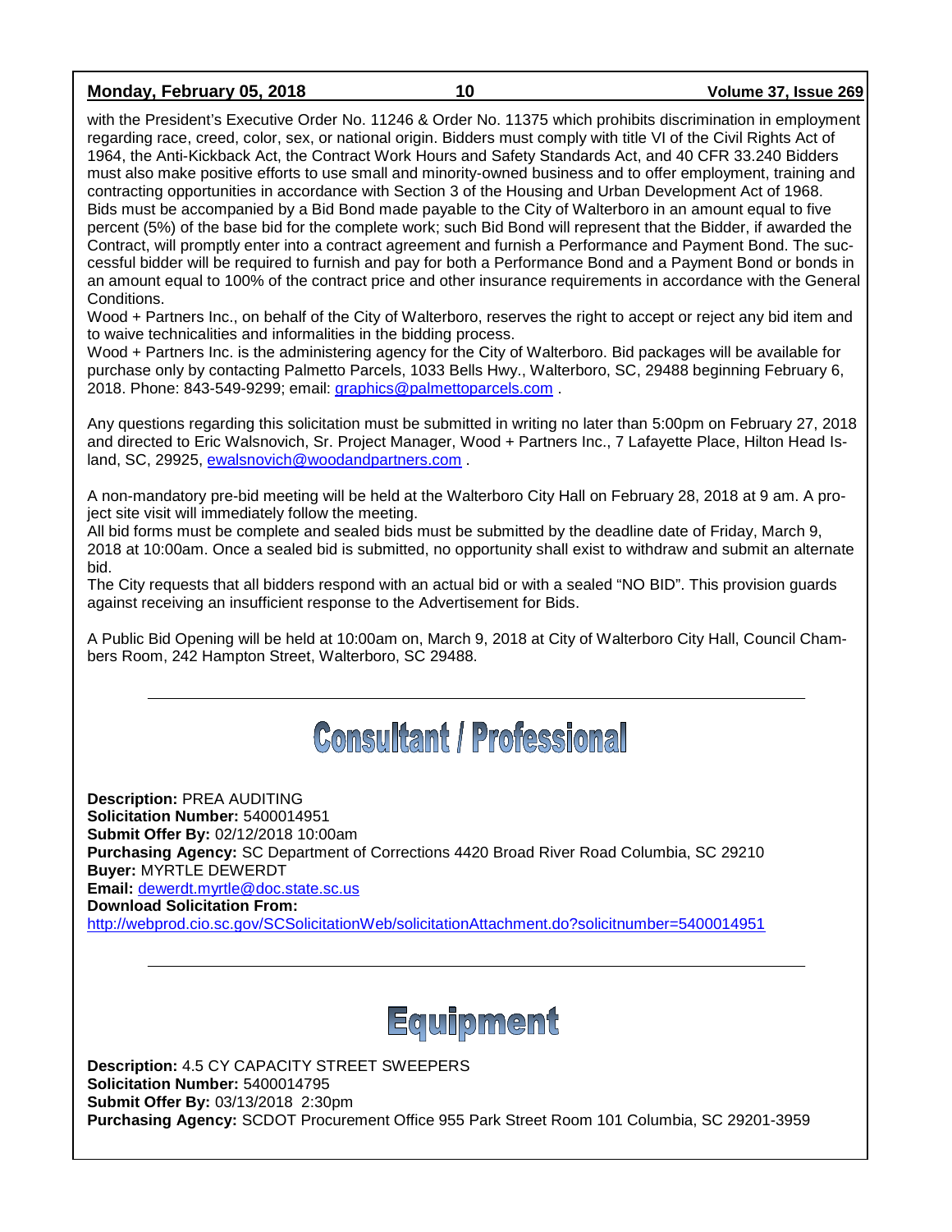with the President's Executive Order No. 11246 & Order No. 11375 which prohibits discrimination in employment regarding race, creed, color, sex, or national origin. Bidders must comply with title VI of the Civil Rights Act of 1964, the Anti-Kickback Act, the Contract Work Hours and Safety Standards Act, and 40 CFR 33.240 Bidders must also make positive efforts to use small and minority-owned business and to offer employment, training and contracting opportunities in accordance with Section 3 of the Housing and Urban Development Act of 1968.
Bids must be accompanied by a Bid Bond made payable to the City of Walterboro in an amount equal to five percent (5%) of the base bid for the complete work; such Bid Bond will represent that the Bidder, if awarded the Contract, will promptly enter into a contract agreement and furnish a Performance and Payment Bond. The successful bidder will be required to furnish and pay for both a Performance Bond and a Payment Bond or bonds in an amount equal to 100% of the contract price and other insurance requirements in accordance with the General Conditions.
Wood + Partners Inc., on behalf of the City of Walterboro, reserves the right to accept or reject any bid item and to waive technicalities and informalities in the bidding process.
Wood + Partners Inc. is the administering agency for the City of Walterboro. Bid packages will be available for purchase only by contacting Palmetto Parcels, 1033 Bells Hwy., Walterboro, SC, 29488 beginning February 6, 2018. Phone: 843-549-9299; email: graphics@palmettoparcels.com .

Any questions regarding this solicitation must be submitted in writing no later than 5:00pm on February 27, 2018 and directed to Eric Walsnovich, Sr. Project Manager, Wood + Partners Inc., 7 Lafayette Place, Hilton Head Island, SC, 29925, ewalsnovich@woodandpartners.com .

A non-mandatory pre-bid meeting will be held at the Walterboro City Hall on February 28, 2018 at 9 am. A project site visit will immediately follow the meeting.
All bid forms must be complete and sealed bids must be submitted by the deadline date of Friday, March 9, 2018 at 10:00am. Once a sealed bid is submitted, no opportunity shall exist to withdraw and submit an alternate bid.
The City requests that all bidders respond with an actual bid or with a sealed "NO BID". This provision guards against receiving an insufficient response to the Advertisement for Bids.

A Public Bid Opening will be held at 10:00am on, March 9, 2018 at City of Walterboro City Hall, Council Chambers Room, 242 Hampton Street, Walterboro, SC 29488.

---

# Consultant / Professional

**Description:** PREA AUDITING
**Solicitation Number:** 5400014951
**Submit Offer By:** 02/12/2018 10:00am
**Purchasing Agency:** SC Department of Corrections 4420 Broad River Road Columbia, SC 29210
**Buyer:** MYRTLE DEWERDT
**Email:** dewerdt.myrtle@doc.state.sc.us
**Download Solicitation From:**
http://webprod.cio.sc.gov/SCSolicitationWeb/solicitationAttachment.do?solicitnumber=5400014951

---

# Equipment

**Description:** 4.5 CY CAPACITY STREET SWEEPERS
**Solicitation Number:** 5400014795
**Submit Offer By:** 03/13/2018 2:30pm
**Purchasing Agency:** SCDOT Procurement Office 955 Park Street Room 101 Columbia, SC 29201-3959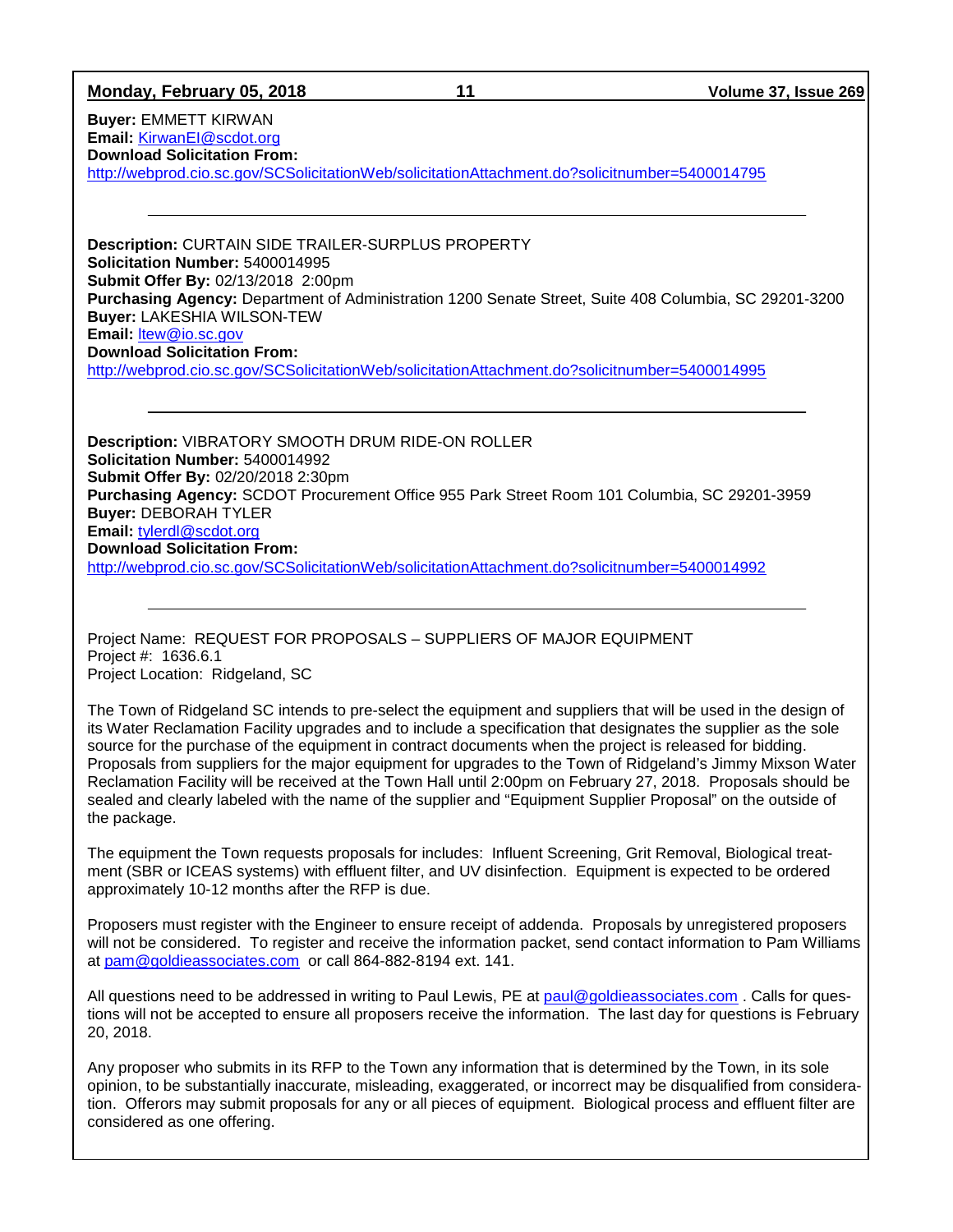**Buyer:** EMMETT KIRWAN
**Email:** KirwanEI@scdot.org
**Download Solicitation From:**
http://webprod.cio.sc.gov/SCSolicitationWeb/solicitationAttachment.do?solicitnumber=5400014795

---

**Description:** CURTAIN SIDE TRAILER-SURPLUS PROPERTY
**Solicitation Number:** 5400014995
**Submit Offer By:** 02/13/2018 2:00pm
**Purchasing Agency:** Department of Administration 1200 Senate Street, Suite 408 Columbia, SC 29201-3200
**Buyer:** LAKESHIA WILSON-TEW
**Email:** ltew@io.sc.gov
**Download Solicitation From:**
http://webprod.cio.sc.gov/SCSolicitationWeb/solicitationAttachment.do?solicitnumber=5400014995

---

**Description:** VIBRATORY SMOOTH DRUM RIDE-ON ROLLER
**Solicitation Number:** 5400014992
**Submit Offer By:** 02/20/2018 2:30pm
**Purchasing Agency:** SCDOT Procurement Office 955 Park Street Room 101 Columbia, SC 29201-3959
**Buyer:** DEBORAH TYLER
**Email:** tylerdl@scdot.org
**Download Solicitation From:**
http://webprod.cio.sc.gov/SCSolicitationWeb/solicitationAttachment.do?solicitnumber=5400014992

---

Project Name: REQUEST FOR PROPOSALS – SUPPLIERS OF MAJOR EQUIPMENT
Project #: 1636.6.1
Project Location: Ridgeland, SC

The Town of Ridgeland SC intends to pre-select the equipment and suppliers that will be used in the design of its Water Reclamation Facility upgrades and to include a specification that designates the supplier as the sole source for the purchase of the equipment in contract documents when the project is released for bidding. Proposals from suppliers for the major equipment for upgrades to the Town of Ridgeland's Jimmy Mixson Water Reclamation Facility will be received at the Town Hall until 2:00pm on February 27, 2018. Proposals should be sealed and clearly labeled with the name of the supplier and "Equipment Supplier Proposal" on the outside of the package.

The equipment the Town requests proposals for includes: Influent Screening, Grit Removal, Biological treatment (SBR or ICEAS systems) with effluent filter, and UV disinfection. Equipment is expected to be ordered approximately 10-12 months after the RFP is due.

Proposers must register with the Engineer to ensure receipt of addenda. Proposals by unregistered proposers will not be considered. To register and receive the information packet, send contact information to Pam Williams at pam@goldieassociates.com or call 864-882-8194 ext. 141.

All questions need to be addressed in writing to Paul Lewis, PE at paul@goldieassociates.com . Calls for questions will not be accepted to ensure all proposers receive the information. The last day for questions is February 20, 2018.

Any proposer who submits in its RFP to the Town any information that is determined by the Town, in its sole opinion, to be substantially inaccurate, misleading, exaggerated, or incorrect may be disqualified from consideration. Offerors may submit proposals for any or all pieces of equipment. Biological process and effluent filter are considered as one offering.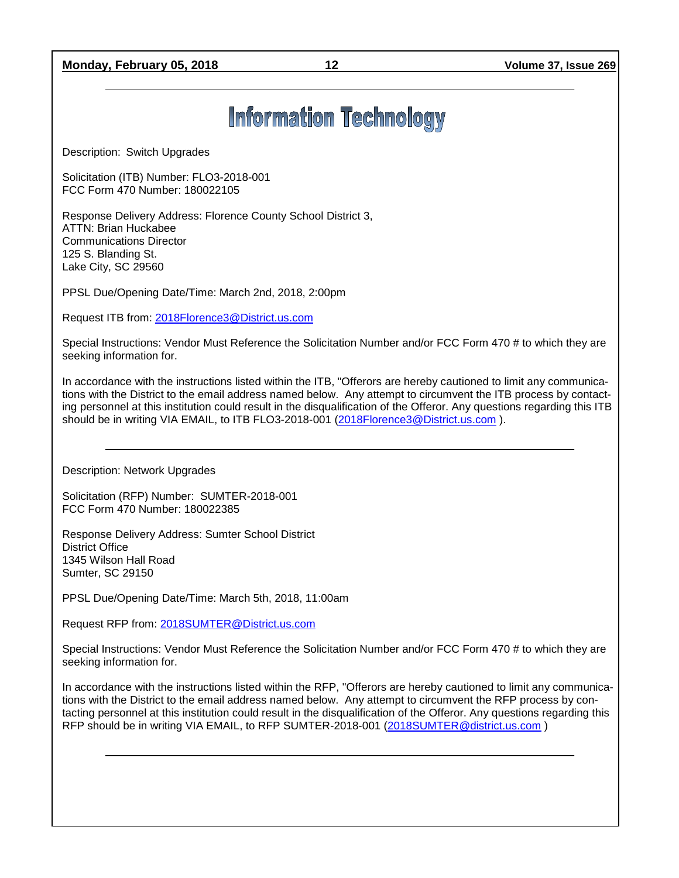# Information Technology

Description: Switch Upgrades

Solicitation (ITB) Number: FLO3-2018-001
FCC Form 470 Number: 180022105

Response Delivery Address: Florence County School District 3,
ATTN: Brian Huckabee
Communications Director
125 S. Blanding St.
Lake City, SC 29560

PPSL Due/Opening Date/Time: March 2nd, 2018, 2:00pm

Request ITB from: 2018Florence3@District.us.com

Special Instructions: Vendor Must Reference the Solicitation Number and/or FCC Form 470 # to which they are seeking information for.

In accordance with the instructions listed within the ITB, "Offerors are hereby cautioned to limit any communications with the District to the email address named below. Any attempt to circumvent the ITB process by contacting personnel at this institution could result in the disqualification of the Offeror. Any questions regarding this ITB should be in writing VIA EMAIL, to ITB FLO3-2018-001 (2018Florence3@District.us.com ).

---

Description: Network Upgrades

Solicitation (RFP) Number: SUMTER-2018-001
FCC Form 470 Number: 180022385

Response Delivery Address: Sumter School District
District Office
1345 Wilson Hall Road
Sumter, SC 29150

PPSL Due/Opening Date/Time: March 5th, 2018, 11:00am

Request RFP from: 2018SUMTER@District.us.com

Special Instructions: Vendor Must Reference the Solicitation Number and/or FCC Form 470 # to which they are seeking information for.

In accordance with the instructions listed within the RFP, "Offerors are hereby cautioned to limit any communications with the District to the email address named below. Any attempt to circumvent the RFP process by contacting personnel at this institution could result in the disqualification of the Offeror. Any questions regarding this RFP should be in writing VIA EMAIL, to RFP SUMTER-2018-001 (2018SUMTER@district.us.com )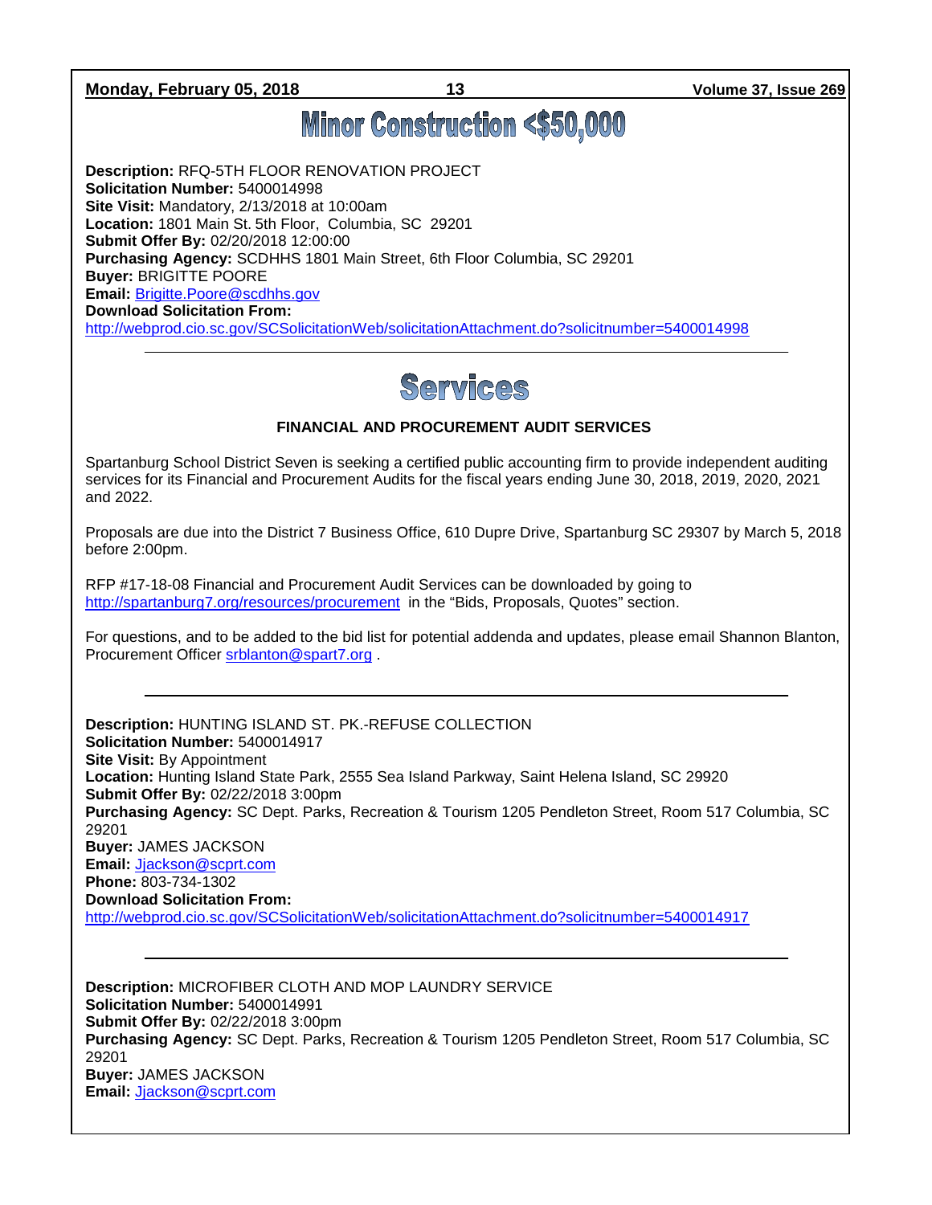# Minor Construction <$50,000

**Description:** RFQ-5TH FLOOR RENOVATION PROJECT
**Solicitation Number:** 5400014998
**Site Visit:** Mandatory, 2/13/2018 at 10:00am
**Location:** 1801 Main St. 5th Floor, Columbia, SC 29201
**Submit Offer By:** 02/20/2018 12:00:00
**Purchasing Agency:** SCDHHS 1801 Main Street, 6th Floor Columbia, SC 29201
**Buyer:** BRIGITTE POORE
**Email:** Brigitte.Poore@scdhhs.gov
**Download Solicitation From:**
http://webprod.cio.sc.gov/SCSolicitationWeb/solicitationAttachment.do?solicitnumber=5400014998

---

# Services

**FINANCIAL AND PROCUREMENT AUDIT SERVICES**

Spartanburg School District Seven is seeking a certified public accounting firm to provide independent auditing services for its Financial and Procurement Audits for the fiscal years ending June 30, 2018, 2019, 2020, 2021 and 2022.

Proposals are due into the District 7 Business Office, 610 Dupre Drive, Spartanburg SC 29307 by March 5, 2018 before 2:00pm.

RFP #17-18-08 Financial and Procurement Audit Services can be downloaded by going to http://spartanburg7.org/resources/procurement in the "Bids, Proposals, Quotes" section.

For questions, and to be added to the bid list for potential addenda and updates, please email Shannon Blanton, Procurement Officer srblanton@spart7.org .

---

**Description:** HUNTING ISLAND ST. PK.-REFUSE COLLECTION
**Solicitation Number:** 5400014917
**Site Visit:** By Appointment
**Location:** Hunting Island State Park, 2555 Sea Island Parkway, Saint Helena Island, SC 29920
**Submit Offer By:** 02/22/2018 3:00pm
**Purchasing Agency:** SC Dept. Parks, Recreation & Tourism 1205 Pendleton Street, Room 517 Columbia, SC 29201
**Buyer:** JAMES JACKSON
**Email:** Jjackson@scprt.com
**Phone:** 803-734-1302
**Download Solicitation From:**
http://webprod.cio.sc.gov/SCSolicitationWeb/solicitationAttachment.do?solicitnumber=5400014917

---

**Description:** MICROFIBER CLOTH AND MOP LAUNDRY SERVICE
**Solicitation Number:** 5400014991
**Submit Offer By:** 02/22/2018 3:00pm
**Purchasing Agency:** SC Dept. Parks, Recreation & Tourism 1205 Pendleton Street, Room 517 Columbia, SC 29201
**Buyer:** JAMES JACKSON
**Email:** Jjackson@scprt.com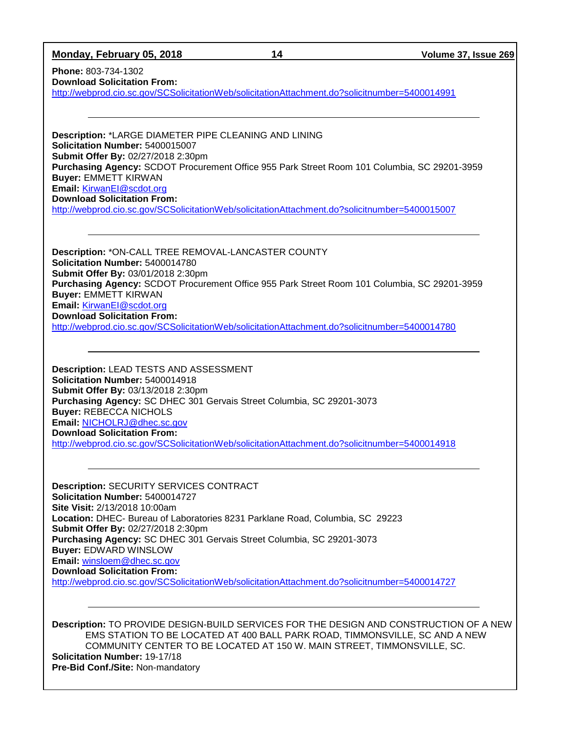**Phone:** 803-734-1302
**Download Solicitation From:**
http://webprod.cio.sc.gov/SCSolicitationWeb/solicitationAttachment.do?solicitnumber=5400014991

---

**Description:** *LARGE DIAMETER PIPE CLEANING AND LINING
**Solicitation Number:** 5400015007
**Submit Offer By:** 02/27/2018 2:30pm
**Purchasing Agency:** SCDOT Procurement Office 955 Park Street Room 101 Columbia, SC 29201-3959
**Buyer:** EMMETT KIRWAN
**Email:** KirwanEI@scdot.org
**Download Solicitation From:**
http://webprod.cio.sc.gov/SCSolicitationWeb/solicitationAttachment.do?solicitnumber=5400015007

---

**Description:** *ON-CALL TREE REMOVAL-LANCASTER COUNTY
**Solicitation Number:** 5400014780
**Submit Offer By:** 03/01/2018 2:30pm
**Purchasing Agency:** SCDOT Procurement Office 955 Park Street Room 101 Columbia, SC 29201-3959
**Buyer:** EMMETT KIRWAN
**Email:** KirwanEI@scdot.org
**Download Solicitation From:**
http://webprod.cio.sc.gov/SCSolicitationWeb/solicitationAttachment.do?solicitnumber=5400014780

---

**Description:** LEAD TESTS AND ASSESSMENT
**Solicitation Number:** 5400014918
**Submit Offer By:** 03/13/2018 2:30pm
**Purchasing Agency:** SC DHEC 301 Gervais Street Columbia, SC 29201-3073
**Buyer:** REBECCA NICHOLS
**Email:** NICHOLRJ@dhec.sc.gov
**Download Solicitation From:**
http://webprod.cio.sc.gov/SCSolicitationWeb/solicitationAttachment.do?solicitnumber=5400014918

---

**Description:** SECURITY SERVICES CONTRACT
**Solicitation Number:** 5400014727
**Site Visit:** 2/13/2018 10:00am
**Location:** DHEC- Bureau of Laboratories 8231 Parklane Road, Columbia, SC 29223
**Submit Offer By:** 02/27/2018 2:30pm
**Purchasing Agency:** SC DHEC 301 Gervais Street Columbia, SC 29201-3073
**Buyer:** EDWARD WINSLOW
**Email:** winsloem@dhec.sc.gov
**Download Solicitation From:**
http://webprod.cio.sc.gov/SCSolicitationWeb/solicitationAttachment.do?solicitnumber=5400014727

---

**Description:** TO PROVIDE DESIGN-BUILD SERVICES FOR THE DESIGN AND CONSTRUCTION OF A NEW EMS STATION TO BE LOCATED AT 400 BALL PARK ROAD, TIMMONSVILLE, SC AND A NEW COMMUNITY CENTER TO BE LOCATED AT 150 W. MAIN STREET, TIMMONSVILLE, SC.
**Solicitation Number:** 19-17/18
**Pre-Bid Conf./Site:** Non-mandatory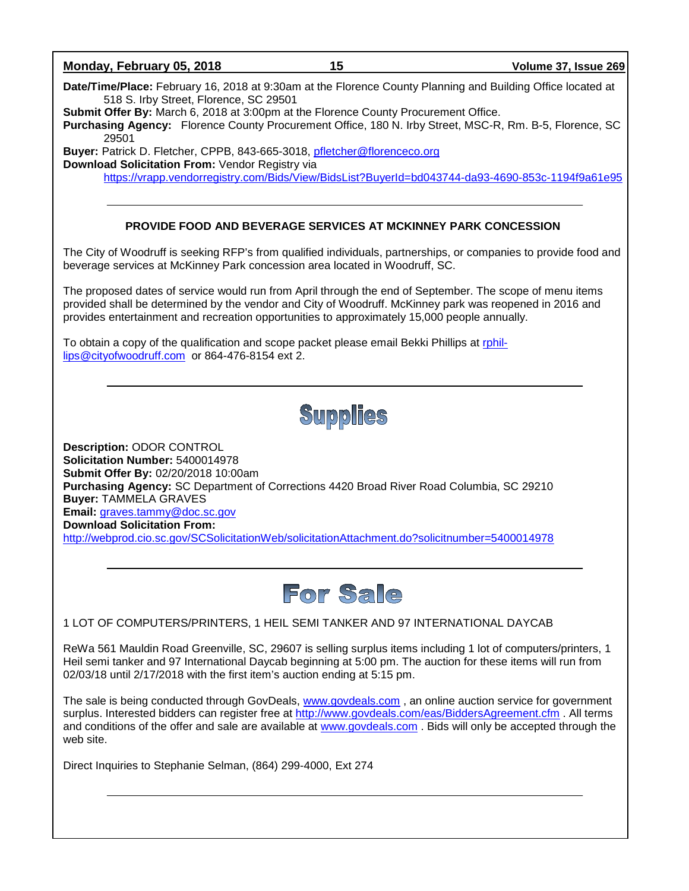**Date/Time/Place:** February 16, 2018 at 9:30am at the Florence County Planning and Building Office located at 518 S. Irby Street, Florence, SC 29501
**Submit Offer By:** March 6, 2018 at 3:00pm at the Florence County Procurement Office.
**Purchasing Agency:** Florence County Procurement Office, 180 N. Irby Street, MSC-R, Rm. B-5, Florence, SC 29501
**Buyer:** Patrick D. Fletcher, CPPB, 843-665-3018, pfletcher@florenceco.org
**Download Solicitation From:** Vendor Registry via https://vrapp.vendorregistry.com/Bids/View/BidsList?BuyerId=bd043744-da93-4690-853c-1194f9a61e95

---

### PROVIDE FOOD AND BEVERAGE SERVICES AT MCKINNEY PARK CONCESSION

The City of Woodruff is seeking RFP's from qualified individuals, partnerships, or companies to provide food and beverage services at McKinney Park concession area located in Woodruff, SC.

The proposed dates of service would run from April through the end of September. The scope of menu items provided shall be determined by the vendor and City of Woodruff. McKinney park was reopened in 2016 and provides entertainment and recreation opportunities to approximately 15,000 people annually.

To obtain a copy of the qualification and scope packet please email Bekki Phillips at rphillips@cityofwoodruff.com or 864-476-8154 ext 2.

---

# Supplies

**Description:** ODOR CONTROL
**Solicitation Number:** 5400014978
**Submit Offer By:** 02/20/2018 10:00am
**Purchasing Agency:** SC Department of Corrections 4420 Broad River Road Columbia, SC 29210
**Buyer:** TAMMELA GRAVES
**Email:** graves.tammy@doc.sc.gov
**Download Solicitation From:**
http://webprod.cio.sc.gov/SCSolicitationWeb/solicitationAttachment.do?solicitnumber=5400014978

---

# For Sale

1 LOT OF COMPUTERS/PRINTERS, 1 HEIL SEMI TANKER AND 97 INTERNATIONAL DAYCAB

ReWa 561 Mauldin Road Greenville, SC, 29607 is selling surplus items including 1 lot of computers/printers, 1 Heil semi tanker and 97 International Daycab beginning at 5:00 pm. The auction for these items will run from 02/03/18 until 2/17/2018 with the first item's auction ending at 5:15 pm.

The sale is being conducted through GovDeals, www.govdeals.com , an online auction service for government surplus. Interested bidders can register free at http://www.govdeals.com/eas/BiddersAgreement.cfm . All terms and conditions of the offer and sale are available at www.govdeals.com . Bids will only be accepted through the web site.

Direct Inquiries to Stephanie Selman, (864) 299-4000, Ext 274

---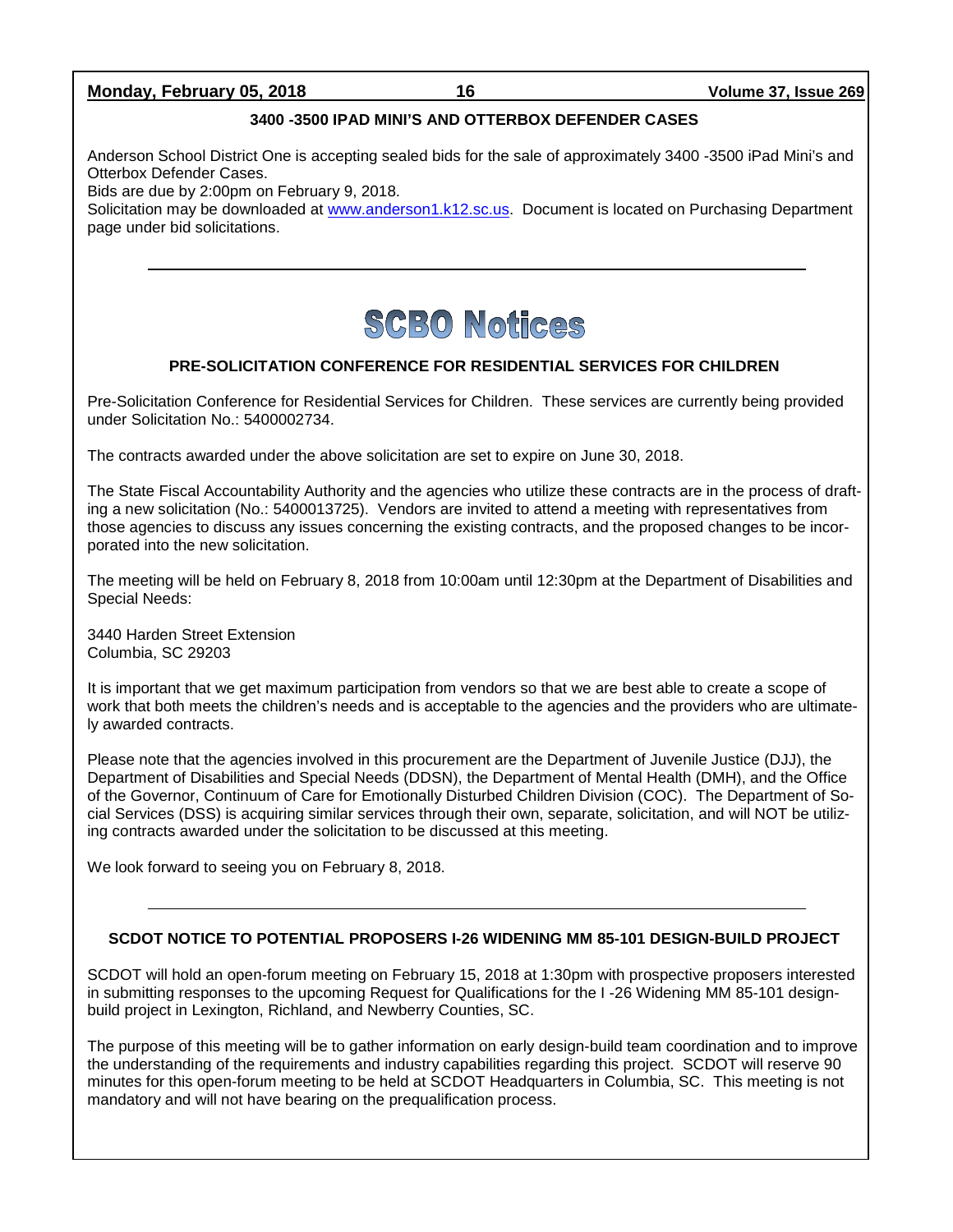### 3400 -3500 IPAD MINI'S AND OTTERBOX DEFENDER CASES

Anderson School District One is accepting sealed bids for the sale of approximately 3400 -3500 iPad Mini's and Otterbox Defender Cases.
Bids are due by 2:00pm on February 9, 2018.
Solicitation may be downloaded at www.anderson1.k12.sc.us. Document is located on Purchasing Department page under bid solicitations.

---

# SCBO Notices

### PRE-SOLICITATION CONFERENCE FOR RESIDENTIAL SERVICES FOR CHILDREN

Pre-Solicitation Conference for Residential Services for Children. These services are currently being provided under Solicitation No.: 5400002734.

The contracts awarded under the above solicitation are set to expire on June 30, 2018.

The State Fiscal Accountability Authority and the agencies who utilize these contracts are in the process of drafting a new solicitation (No.: 5400013725). Vendors are invited to attend a meeting with representatives from those agencies to discuss any issues concerning the existing contracts, and the proposed changes to be incorporated into the new solicitation.

The meeting will be held on February 8, 2018 from 10:00am until 12:30pm at the Department of Disabilities and Special Needs:

3440 Harden Street Extension
Columbia, SC 29203

It is important that we get maximum participation from vendors so that we are best able to create a scope of work that both meets the children's needs and is acceptable to the agencies and the providers who are ultimately awarded contracts.

Please note that the agencies involved in this procurement are the Department of Juvenile Justice (DJJ), the Department of Disabilities and Special Needs (DDSN), the Department of Mental Health (DMH), and the Office of the Governor, Continuum of Care for Emotionally Disturbed Children Division (COC). The Department of Social Services (DSS) is acquiring similar services through their own, separate, solicitation, and will NOT be utilizing contracts awarded under the solicitation to be discussed at this meeting.

We look forward to seeing you on February 8, 2018.

---

### SCDOT NOTICE TO POTENTIAL PROPOSERS I-26 WIDENING MM 85-101 DESIGN-BUILD PROJECT

SCDOT will hold an open-forum meeting on February 15, 2018 at 1:30pm with prospective proposers interested in submitting responses to the upcoming Request for Qualifications for the I -26 Widening MM 85-101 design-build project in Lexington, Richland, and Newberry Counties, SC.

The purpose of this meeting will be to gather information on early design-build team coordination and to improve the understanding of the requirements and industry capabilities regarding this project. SCDOT will reserve 90 minutes for this open-forum meeting to be held at SCDOT Headquarters in Columbia, SC. This meeting is not mandatory and will not have bearing on the prequalification process.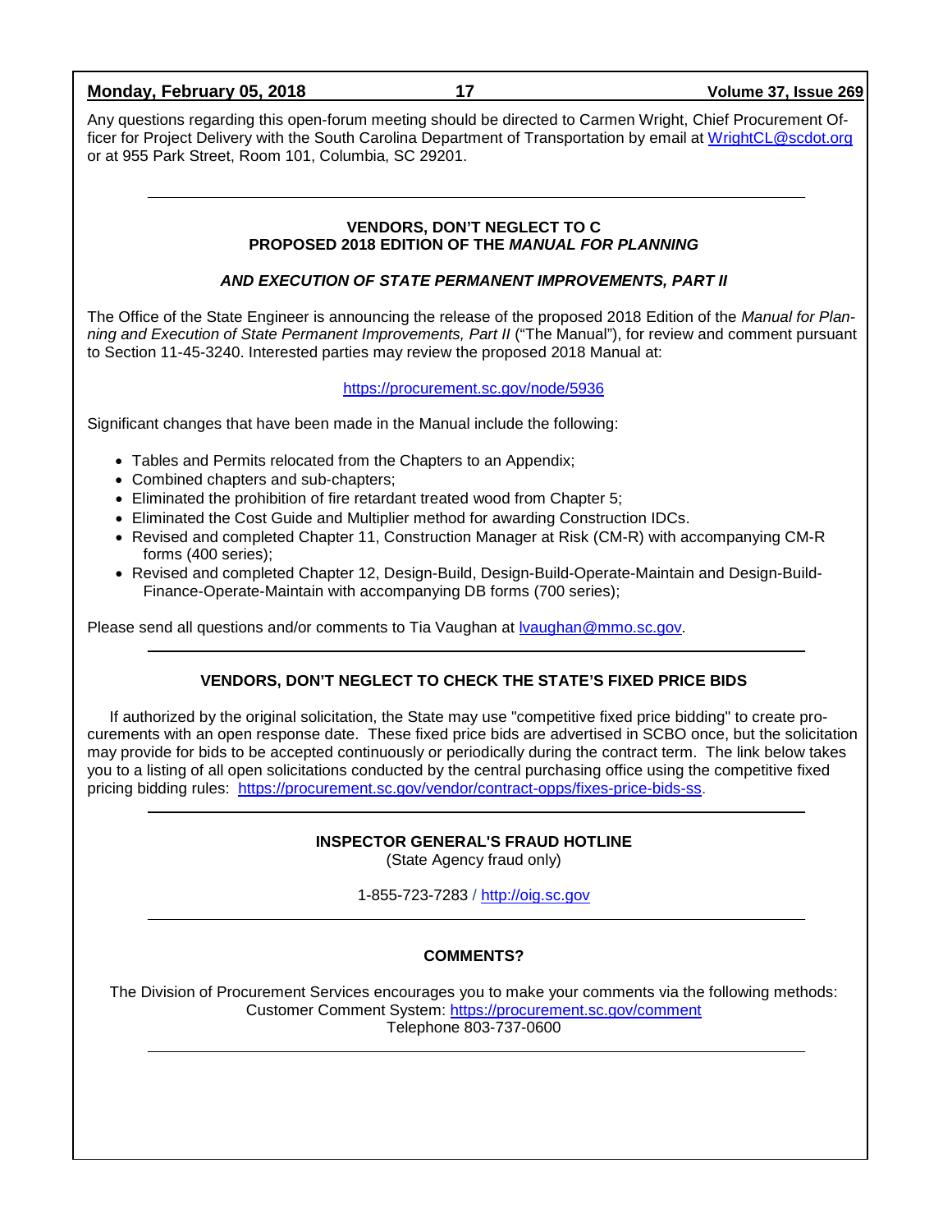Any questions regarding this open-forum meeting should be directed to Carmen Wright, Chief Procurement Officer for Project Delivery with the South Carolina Department of Transportation by email at WrightCL@scdot.org or at 955 Park Street, Room 101, Columbia, SC 29201.

---

## VENDORS, DON'T NEGLECT TO C
## PROPOSED 2018 EDITION OF THE *MANUAL FOR PLANNING*

### *AND EXECUTION OF STATE PERMANENT IMPROVEMENTS, PART II*

The Office of the State Engineer is announcing the release of the proposed 2018 Edition of the *Manual for Planning and Execution of State Permanent Improvements, Part II* ("The Manual"), for review and comment pursuant to Section 11-45-3240. Interested parties may review the proposed 2018 Manual at:

https://procurement.sc.gov/node/5936

Significant changes that have been made in the Manual include the following:

- Tables and Permits relocated from the Chapters to an Appendix;
- Combined chapters and sub-chapters;
- Eliminated the prohibition of fire retardant treated wood from Chapter 5;
- Eliminated the Cost Guide and Multiplier method for awarding Construction IDCs.
- Revised and completed Chapter 11, Construction Manager at Risk (CM-R) with accompanying CM-R forms (400 series);
- Revised and completed Chapter 12, Design-Build, Design-Build-Operate-Maintain and Design-Build-Finance-Operate-Maintain with accompanying DB forms (700 series);

Please send all questions and/or comments to Tia Vaughan at lvaughan@mmo.sc.gov.

---

## VENDORS, DON'T NEGLECT TO CHECK THE STATE'S FIXED PRICE BIDS

If authorized by the original solicitation, the State may use "competitive fixed price bidding" to create procurements with an open response date. These fixed price bids are advertised in SCBO once, but the solicitation may provide for bids to be accepted continuously or periodically during the contract term. The link below takes you to a listing of all open solicitations conducted by the central purchasing office using the competitive fixed pricing bidding rules: https://procurement.sc.gov/vendor/contract-opps/fixes-price-bids-ss.

---

## INSPECTOR GENERAL'S FRAUD HOTLINE

(State Agency fraud only)

1-855-723-7283 / http://oig.sc.gov

---

## COMMENTS?

The Division of Procurement Services encourages you to make your comments via the following methods:
Customer Comment System: https://procurement.sc.gov/comment
Telephone 803-737-0600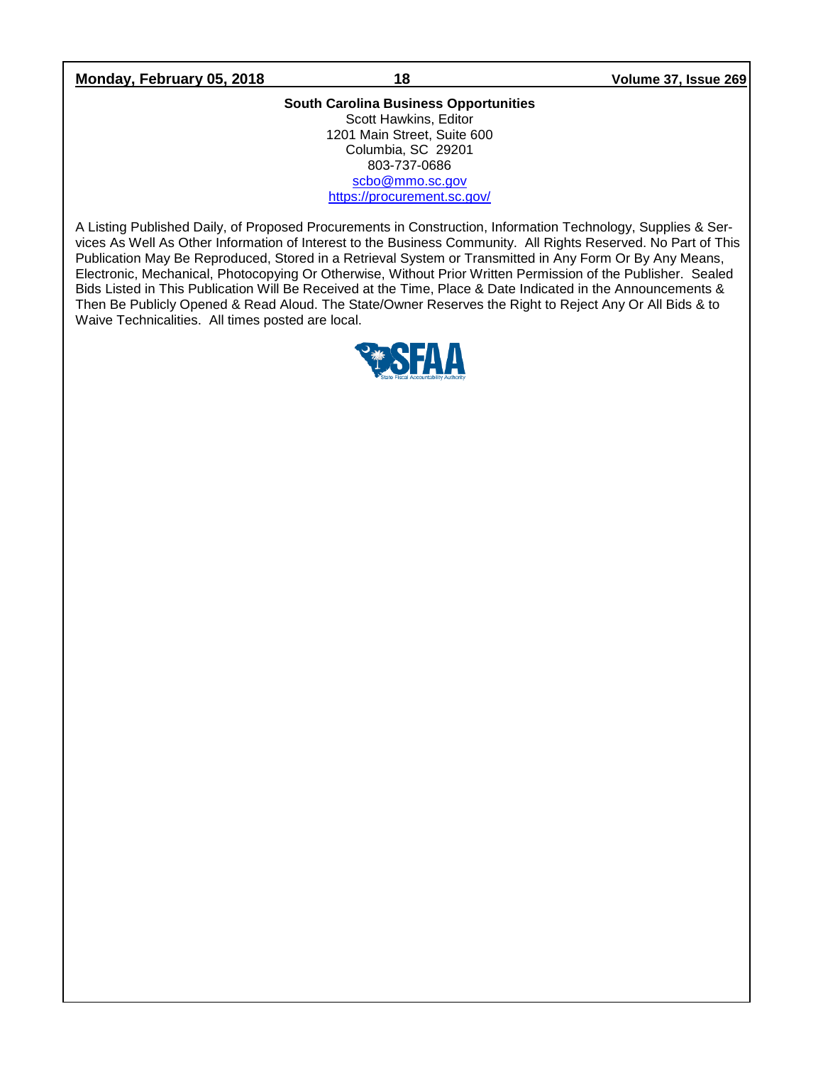**South Carolina Business Opportunities**
Scott Hawkins, Editor
1201 Main Street, Suite 600
Columbia, SC 29201
803-737-0686
scbo@mmo.sc.gov
https://procurement.sc.gov/

A Listing Published Daily, of Proposed Procurements in Construction, Information Technology, Supplies & Services As Well As Other Information of Interest to the Business Community. All Rights Reserved. No Part of This Publication May Be Reproduced, Stored in a Retrieval System or Transmitted in Any Form Or By Any Means, Electronic, Mechanical, Photocopying Or Otherwise, Without Prior Written Permission of the Publisher. Sealed Bids Listed in This Publication Will Be Received at the Time, Place & Date Indicated in the Announcements & Then Be Publicly Opened & Read Aloud. The State/Owner Reserves the Right to Reject Any Or All Bids & to Waive Technicalities. All times posted are local.

SFAA
State Fiscal Accountability Authority